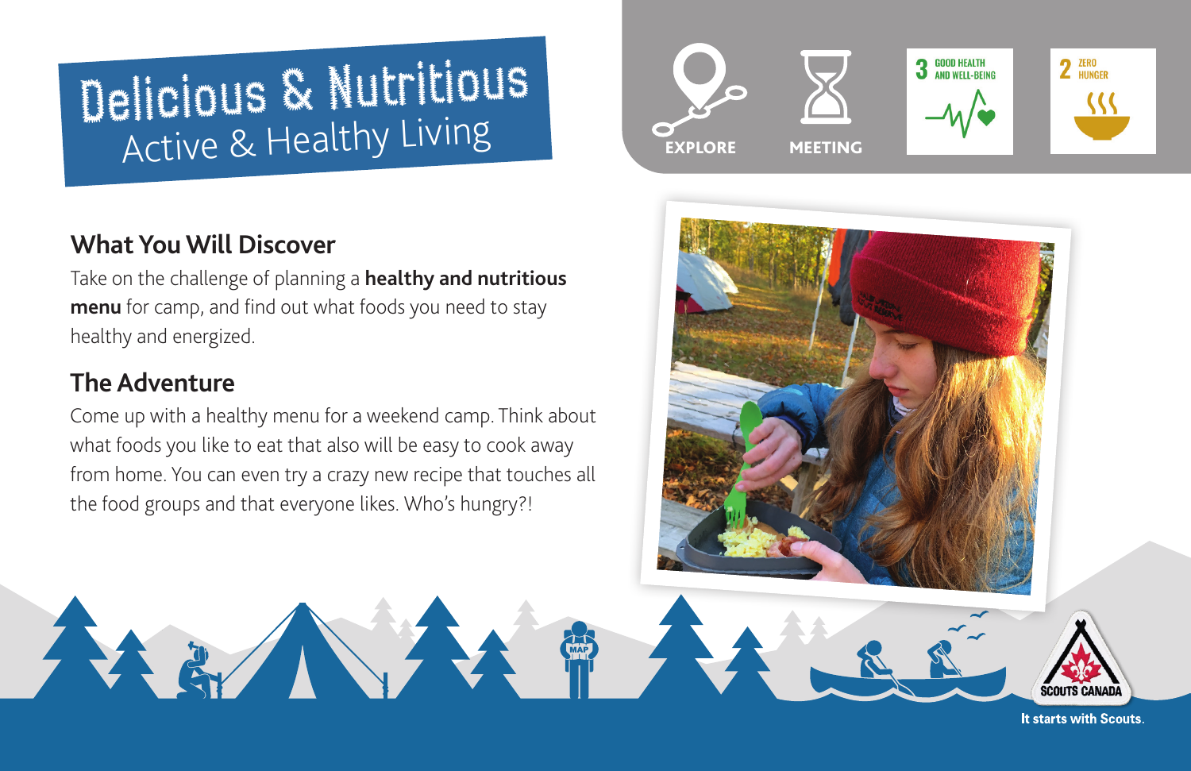# Delicious & Nutritious

Active & Healthy Living

EXPLORE

MEETING

3 GOOD HEALTH AND WELL-BEING

2 ZERO HUNGER

## What You Will Discover

Take on the challenge of planning a **healthy and nutritious menu** for camp, and find out what foods you need to stay healthy and energized.

## The Adventure

Come up with a healthy menu for a weekend camp. Think about what foods you like to eat that also will be easy to cook away from home. You can even try a crazy new recipe that touches all the food groups and that everyone likes. Who's hungry?!

SCOUTS CANADA

It starts with Scouts.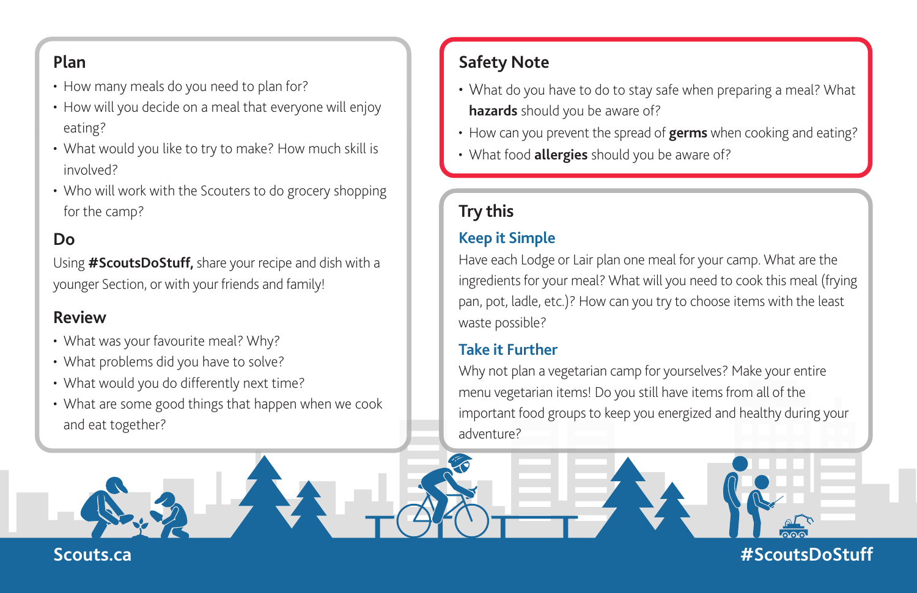## Plan

- How many meals do you need to plan for?
- How will you decide on a meal that everyone will enjoy eating?
- What would you like to try to make? How much skill is involved?
- Who will work with the Scouters to do grocery shopping for the camp?

## Do

Using **#ScoutsDoStuff,** share your recipe and dish with a younger Section, or with your friends and family!

## Review

- What was your favourite meal? Why?
- What problems did you have to solve?
- What would you do differently next time?
- What are some good things that happen when we cook and eat together?

## Safety Note

- What do you have to do to stay safe when preparing a meal? What **hazards** should you be aware of?
- How can you prevent the spread of **germs** when cooking and eating?
- What food **allergies** should you be aware of?

## Try this

### Keep it Simple

Have each Lodge or Lair plan one meal for your camp. What are the ingredients for your meal? What will you need to cook this meal (frying pan, pot, ladle, etc.)? How can you try to choose items with the least waste possible?

### Take it Further

Why not plan a vegetarian camp for yourselves? Make your entire menu vegetarian items! Do you still have items from all of the important food groups to keep you energized and healthy during your adventure?

Scouts.ca

#ScoutsDoStuff